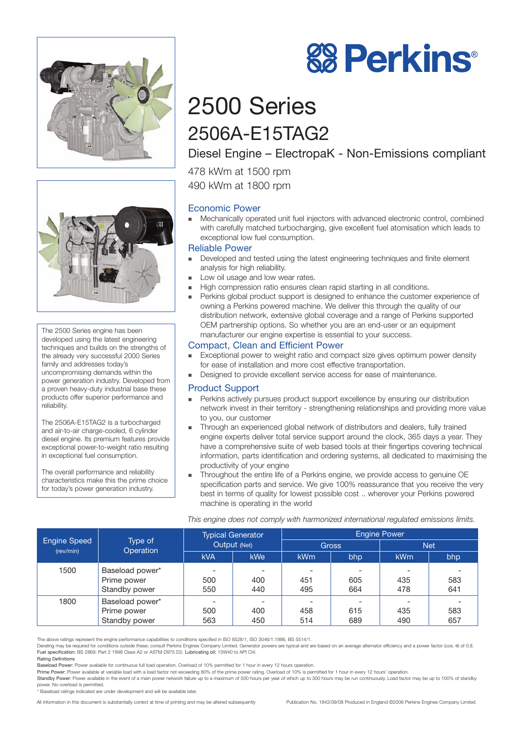# Perkins®

# 2500 Series

## 2506A-E15TAG2

### Diesel Engine – ElectropaK - Non-Emissions compliant

478 kWm at 1500 rpm

490 kWm at 1800 rpm

The 2500 Series engine has been developed using the latest engineering techniques and builds on the strengths of the already very successful 2000 Series family and addresses today's uncompromising demands within the power generation industry. Developed from a proven heavy-duty industrial base these products offer superior performance and reliability.

The 2506A-E15TAG2 is a turbocharged and air-to-air charge-cooled, 6 cylinder diesel engine. Its premium features provide exceptional power-to-weight ratio resulting in exceptional fuel consumption.

The overall performance and reliability characteristics make this the prime choice for today's power generation industry.

### Economic Power

- Mechanically operated unit fuel injectors with advanced electronic control, combined with carefully matched turbocharging, give excellent fuel atomisation which leads to exceptional low fuel consumption.

### Reliable Power

- Developed and tested using the latest engineering techniques and finite element analysis for high reliability.
- Low oil usage and low wear rates.
- High compression ratio ensures clean rapid starting in all conditions.
- Perkins global product support is designed to enhance the customer experience of owning a Perkins powered machine. We deliver this through the quality of our distribution network, extensive global coverage and a range of Perkins supported OEM partnership options. So whether you are an end-user or an equipment manufacturer our engine expertise is essential to your success.

### Compact, Clean and Efficient Power

- Exceptional power to weight ratio and compact size gives optimum power density for ease of installation and more cost effective transportation.
- Designed to provide excellent service access for ease of maintenance.

### Product Support

- Perkins actively pursues product support excellence by ensuring our distribution network invest in their territory - strengthening relationships and providing more value to you, our customer
- Through an experienced global network of distributors and dealers, fully trained engine experts deliver total service support around the clock, 365 days a year. They have a comprehensive suite of web based tools at their fingertips covering technical information, parts identification and ordering systems, all dedicated to maximising the productivity of your engine
- Throughout the entire life of a Perkins engine, we provide access to genuine OE specification parts and service. We give 100% reassurance that you receive the very best in terms of quality for lowest possible cost .. wherever your Perkins powered machine is operating in the world

*This engine does not comply with harmonized international regulated emissions limits.*

| Engine Speed (rev/min) | Type of Operation | Typical Generator Output (Net) | | Engine Power | | | |
|---|---|---|---|---|---|---|---|
| | | | | Gross | | Net | |
| | | kVA | kWe | kWm | bhp | kWm | bhp |
| 1500 | Baseload power* | - | - | - | - | - | - |
| | Prime power | 500 | 400 | 451 | 605 | 435 | 583 |
| | Standby power | 550 | 440 | 495 | 664 | 478 | 641 |
| 1800 | Baseload power* | - | - | - | - | - | - |
| | Prime power | 500 | 400 | 458 | 615 | 435 | 583 |
| | Standby power | 563 | 450 | 514 | 689 | 490 | 657 |

The above ratings represent the engine performance capabilities to conditions specified in ISO 8528/1, ISO 3046/1:1986, BS 5514/1.

Derating may be required for conditions outside these; consult Perkins Engines Company Limited. Generator powers are typical and are based on an average alternator efficiency and a power factor (cos. θ) of 0.8.

**Fuel specification:** BS 2869: Part 2 1998 Class A2 or ASTM D975 D2. **Lubricating oil:** 15W40 to API CI4.

**Rating Definitions**

**Baseload Power:** Power available for continuous full load operation. Overload of 10% permitted for 1 hour in every 12 hours operation.

**Prime Power:** Power available at variable load with a load factor not exceeding 80% of the prime power rating. Overload of 10% is permitted for 1 hour in every 12 hours' operation.

**Standby Power:** Power available in the event of a main power network failure up to a maximum of 500 hours per year of which up to 300 hours may be run continuously. Load factor may be up to 100% of standby power. No overload is permitted.

\* Baseload ratings indicated are under development and will be available later.

All information in this document is substantially correct at time of printing and may be altered subsequently

Publication No. 1842/09/08 Produced in England ©2006 Perkins Engines Company Limited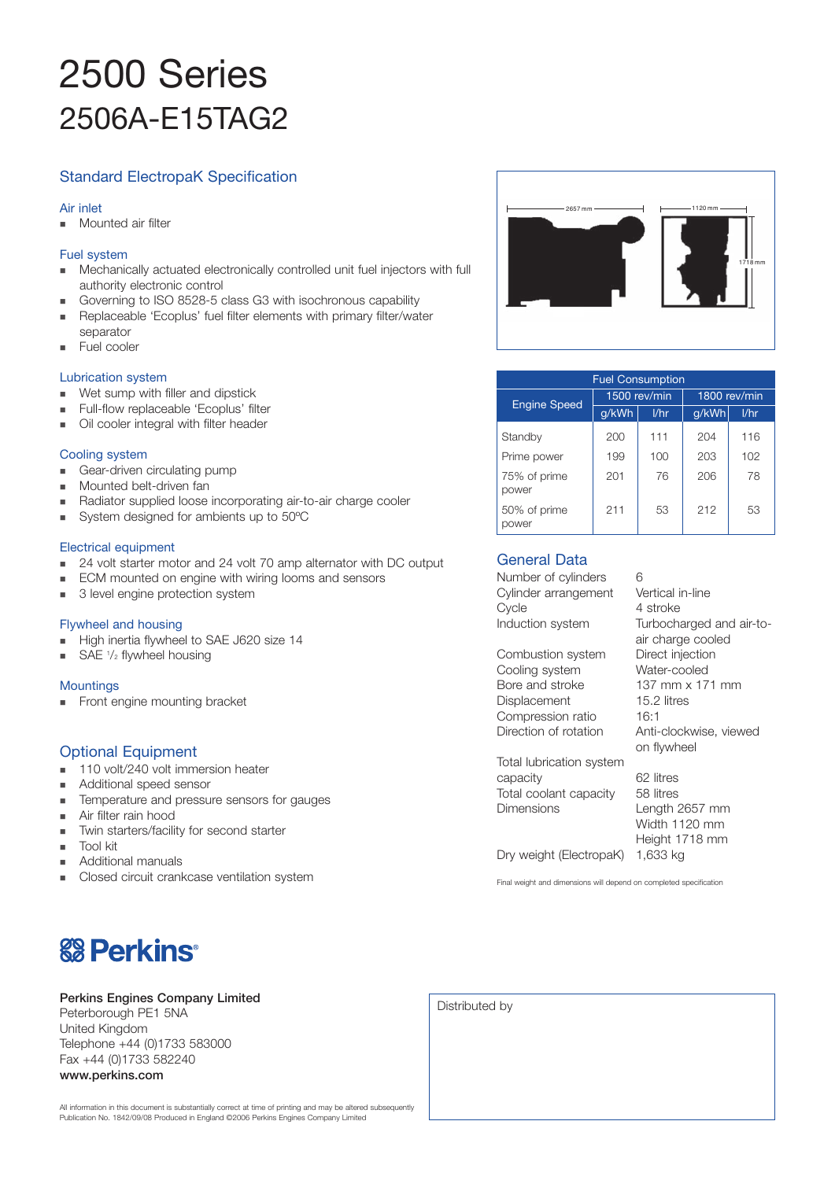# 2500 Series

## 2506A-E15TAG2

### Standard ElectropaK Specification

**Air inlet**

- Mounted air filter

**Fuel system**

- Mechanically actuated electronically controlled unit fuel injectors with full authority electronic control
- Governing to ISO 8528-5 class G3 with isochronous capability
- Replaceable 'Ecoplus' fuel filter elements with primary filter/water separator
- Fuel cooler

**Lubrication system**

- Wet sump with filler and dipstick
- Full-flow replaceable 'Ecoplus' filter
- Oil cooler integral with filter header

**Cooling system**

- Gear-driven circulating pump
- Mounted belt-driven fan
- Radiator supplied loose incorporating air-to-air charge cooler
- System designed for ambients up to 50ºC

**Electrical equipment**

- 24 volt starter motor and 24 volt 70 amp alternator with DC output
- ECM mounted on engine with wiring looms and sensors
- 3 level engine protection system

**Flywheel and housing**

- High inertia flywheel to SAE J620 size 14
- SAE 1/2 flywheel housing

**Mountings**

- Front engine mounting bracket

### Optional Equipment

- 110 volt/240 volt immersion heater
- Additional speed sensor
- Temperature and pressure sensors for gauges
- Air filter rain hood
- Twin starters/facility for second starter
- Tool kit
- Additional manuals
- Closed circuit crankcase ventilation system

2657 mm
1120 mm
1718 mm

**Fuel Consumption**

| Engine Speed | 1500 rev/min | | 1800 rev/min | |
|---|---|---|---|---|
| | g/kWh | l/hr | g/kWh | l/hr |
| Standby | 200 | 111 | 204 | 116 |
| Prime power | 199 | 100 | 203 | 102 |
| 75% of prime power | 201 | 76 | 206 | 78 |
| 50% of prime power | 211 | 53 | 212 | 53 |

### General Data

| | |
|---|---|
| Number of cylinders | 6 |
| Cylinder arrangement | Vertical in-line |
| Cycle | 4 stroke |
| Induction system | Turbocharged and air-to-air charge cooled |
| Combustion system | Direct injection |
| Cooling system | Water-cooled |
| Bore and stroke | 137 mm x 171 mm |
| Displacement | 15.2 litres |
| Compression ratio | 16:1 |
| Direction of rotation | Anti-clockwise, viewed on flywheel |
| Total lubrication system capacity | 62 litres |
| Total coolant capacity | 58 litres |
| Dimensions | Length 2657 mm<br>Width 1120 mm<br>Height 1718 mm |
| Dry weight (ElectropaK) | 1,633 kg |

Final weight and dimensions will depend on completed specification

**Perkins**

**Perkins Engines Company Limited**
Peterborough PE1 5NA
United Kingdom
Telephone +44 (0)1733 583000
Fax +44 (0)1733 582240
**www.perkins.com**

Distributed by

All information in this document is substantially correct at time of printing and may be altered subsequently
Publication No. 1842/09/08 Produced in England ©2006 Perkins Engines Company Limited